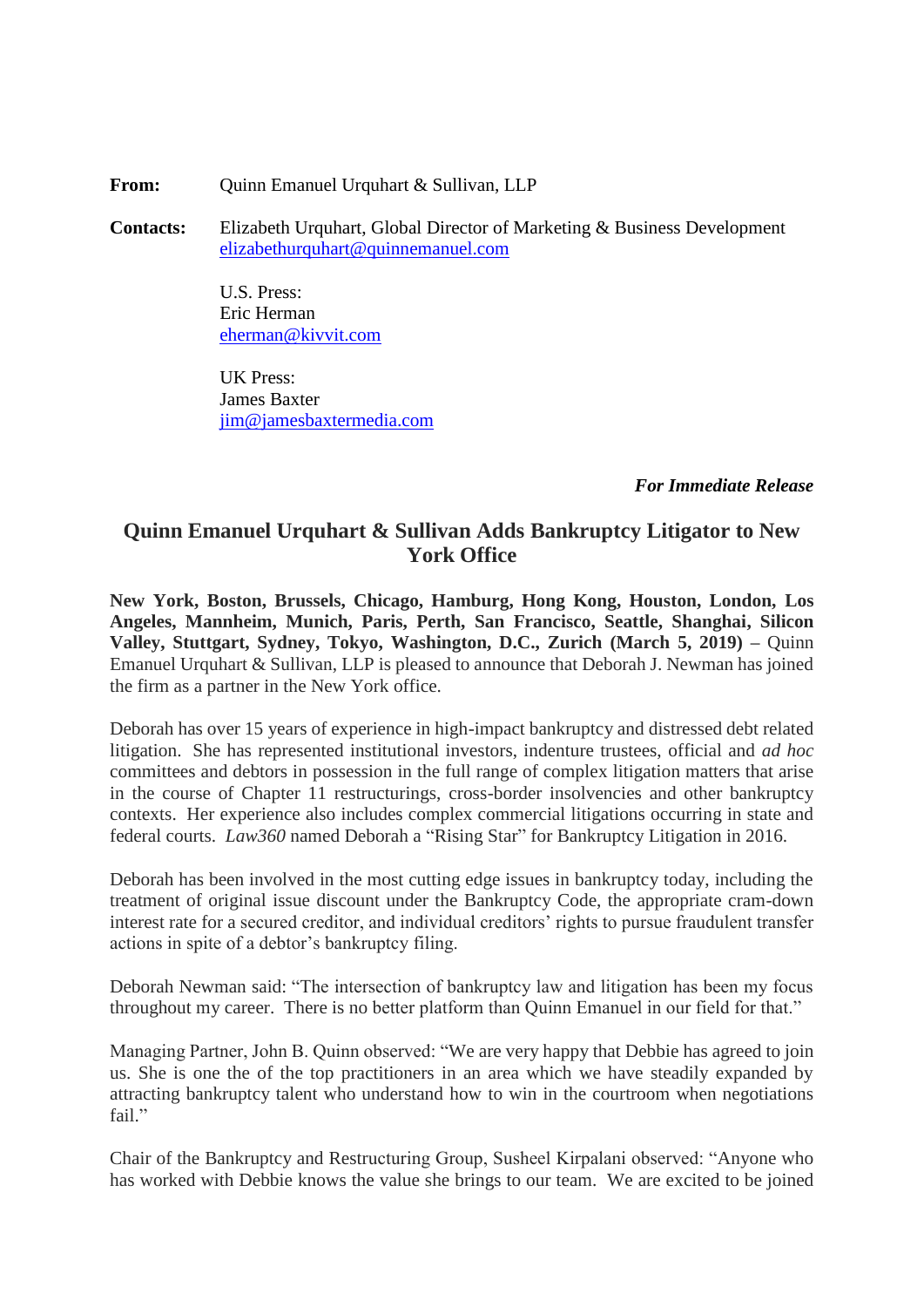**From:** Quinn Emanuel Urquhart & Sullivan, LLP

**Contacts:** Elizabeth Urquhart, Global Director of Marketing & Business Development
elizabethurquhart@quinnemanuel.com

U.S. Press:
Eric Herman
eherman@kivvit.com

UK Press:
James Baxter
jim@jamesbaxtermedia.com

***For Immediate Release***

## Quinn Emanuel Urquhart & Sullivan Adds Bankruptcy Litigator to New York Office

**New York, Boston, Brussels, Chicago, Hamburg, Hong Kong, Houston, London, Los Angeles, Mannheim, Munich, Paris, Perth, San Francisco, Seattle, Shanghai, Silicon Valley, Stuttgart, Sydney, Tokyo, Washington, D.C., Zurich (March 5, 2019) –** Quinn Emanuel Urquhart & Sullivan, LLP is pleased to announce that Deborah J. Newman has joined the firm as a partner in the New York office.

Deborah has over 15 years of experience in high-impact bankruptcy and distressed debt related litigation. She has represented institutional investors, indenture trustees, official and *ad hoc* committees and debtors in possession in the full range of complex litigation matters that arise in the course of Chapter 11 restructurings, cross-border insolvencies and other bankruptcy contexts. Her experience also includes complex commercial litigations occurring in state and federal courts. *Law360* named Deborah a "Rising Star" for Bankruptcy Litigation in 2016.

Deborah has been involved in the most cutting edge issues in bankruptcy today, including the treatment of original issue discount under the Bankruptcy Code, the appropriate cram-down interest rate for a secured creditor, and individual creditors' rights to pursue fraudulent transfer actions in spite of a debtor's bankruptcy filing.

Deborah Newman said: "The intersection of bankruptcy law and litigation has been my focus throughout my career. There is no better platform than Quinn Emanuel in our field for that."

Managing Partner, John B. Quinn observed: "We are very happy that Debbie has agreed to join us. She is one the of the top practitioners in an area which we have steadily expanded by attracting bankruptcy talent who understand how to win in the courtroom when negotiations fail."

Chair of the Bankruptcy and Restructuring Group, Susheel Kirpalani observed: "Anyone who has worked with Debbie knows the value she brings to our team. We are excited to be joined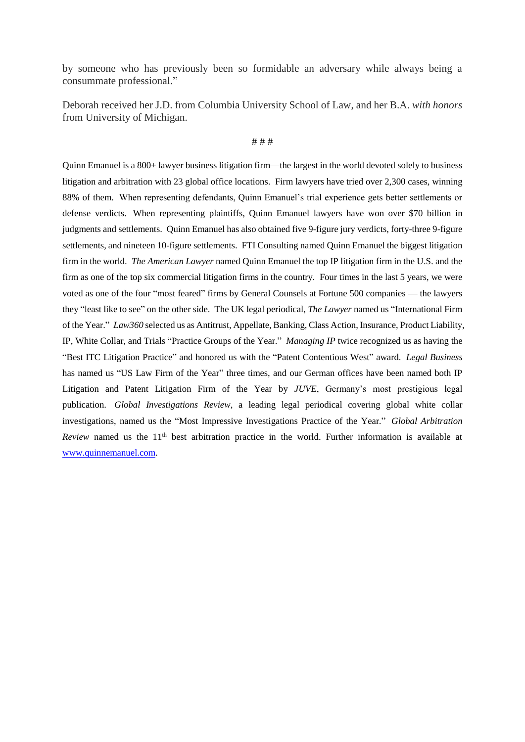by someone who has previously been so formidable an adversary while always being a consummate professional."

Deborah received her J.D. from Columbia University School of Law, and her B.A. *with honors* from University of Michigan.

# # #

Quinn Emanuel is a 800+ lawyer business litigation firm—the largest in the world devoted solely to business litigation and arbitration with 23 global office locations. Firm lawyers have tried over 2,300 cases, winning 88% of them. When representing defendants, Quinn Emanuel's trial experience gets better settlements or defense verdicts. When representing plaintiffs, Quinn Emanuel lawyers have won over $70 billion in judgments and settlements. Quinn Emanuel has also obtained five 9-figure jury verdicts, forty-three 9-figure settlements, and nineteen 10-figure settlements. FTI Consulting named Quinn Emanuel the biggest litigation firm in the world. *The American Lawyer* named Quinn Emanuel the top IP litigation firm in the U.S. and the firm as one of the top six commercial litigation firms in the country. Four times in the last 5 years, we were voted as one of the four "most feared" firms by General Counsels at Fortune 500 companies — the lawyers they "least like to see" on the other side. The UK legal periodical, *The Lawyer* named us "International Firm of the Year." *Law360* selected us as Antitrust, Appellate, Banking, Class Action, Insurance, Product Liability, IP, White Collar, and Trials "Practice Groups of the Year." *Managing IP* twice recognized us as having the "Best ITC Litigation Practice" and honored us with the "Patent Contentious West" award. *Legal Business* has named us "US Law Firm of the Year" three times, and our German offices have been named both IP Litigation and Patent Litigation Firm of the Year by *JUVE*, Germany's most prestigious legal publication. *Global Investigations Review*, a leading legal periodical covering global white collar investigations, named us the "Most Impressive Investigations Practice of the Year." *Global Arbitration Review* named us the 11th best arbitration practice in the world. Further information is available at [www.quinnemanuel.com](http://www.quinnemanuel.com).